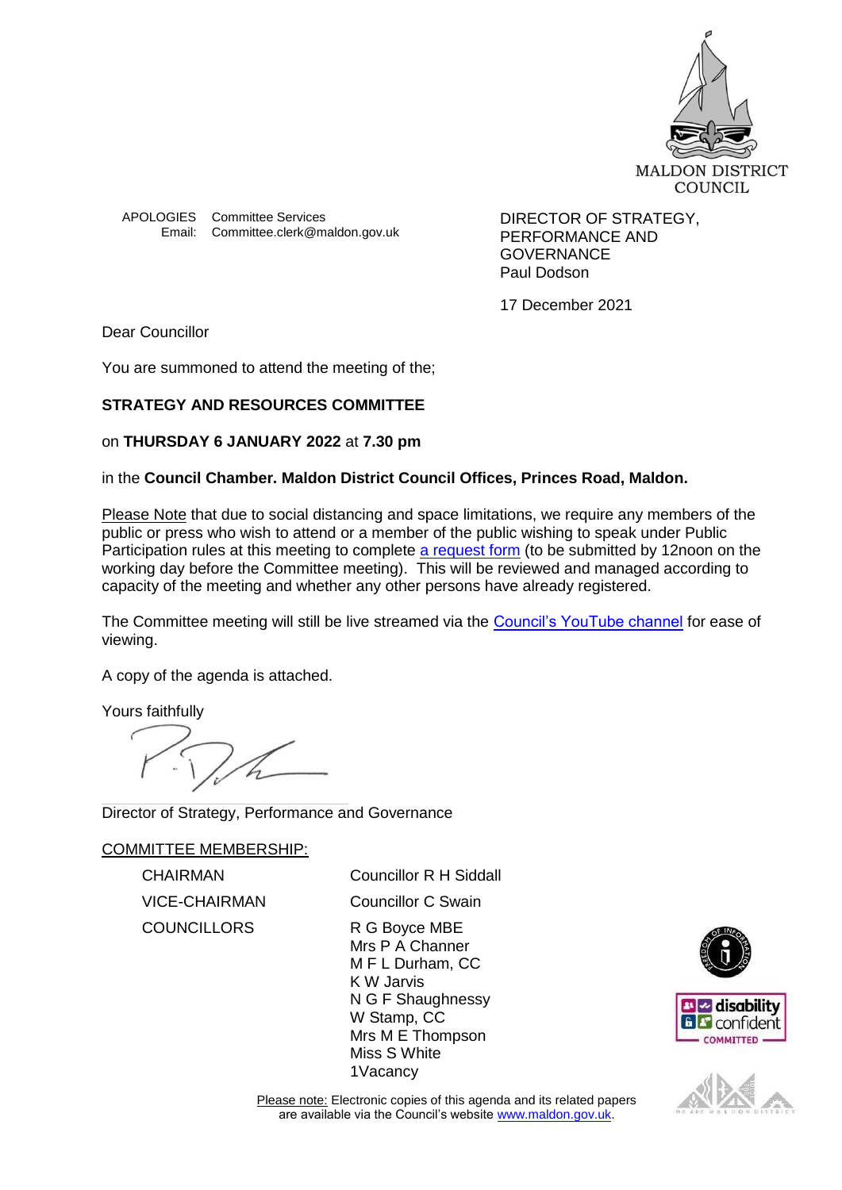MALDON DISTRICT COUNCIL

APOLOGIES Committee Services
Email: Committee.clerk@maldon.gov.uk

DIRECTOR OF STRATEGY, PERFORMANCE AND GOVERNANCE
Paul Dodson

17 December 2021

Dear Councillor

You are summoned to attend the meeting of the;

**STRATEGY AND RESOURCES COMMITTEE**

on **THURSDAY 6 JANUARY 2022** at **7.30 pm**

in the **Council Chamber. Maldon District Council Offices, Princes Road, Maldon.**

Please Note that due to social distancing and space limitations, we require any members of the public or press who wish to attend or a member of the public wishing to speak under Public Participation rules at this meeting to complete a request form (to be submitted by 12noon on the working day before the Committee meeting). This will be reviewed and managed according to capacity of the meeting and whether any other persons have already registered.

The Committee meeting will still be live streamed via the Council's YouTube channel for ease of viewing.

A copy of the agenda is attached.

Yours faithfully

Director of Strategy, Performance and Governance

COMMITTEE MEMBERSHIP:

| | |
|---|---|
| CHAIRMAN | Councillor R H Siddall |
| VICE-CHAIRMAN | Councillor C Swain |
| COUNCILLORS | R G Boyce MBE<br>Mrs P A Channer<br>M F L Durham, CC<br>K W Jarvis<br>N G F Shaughnessy<br>W Stamp, CC<br>Mrs M E Thompson<br>Miss S White<br>1Vacancy |

Please note: Electronic copies of this agenda and its related papers are available via the Council's website www.maldon.gov.uk.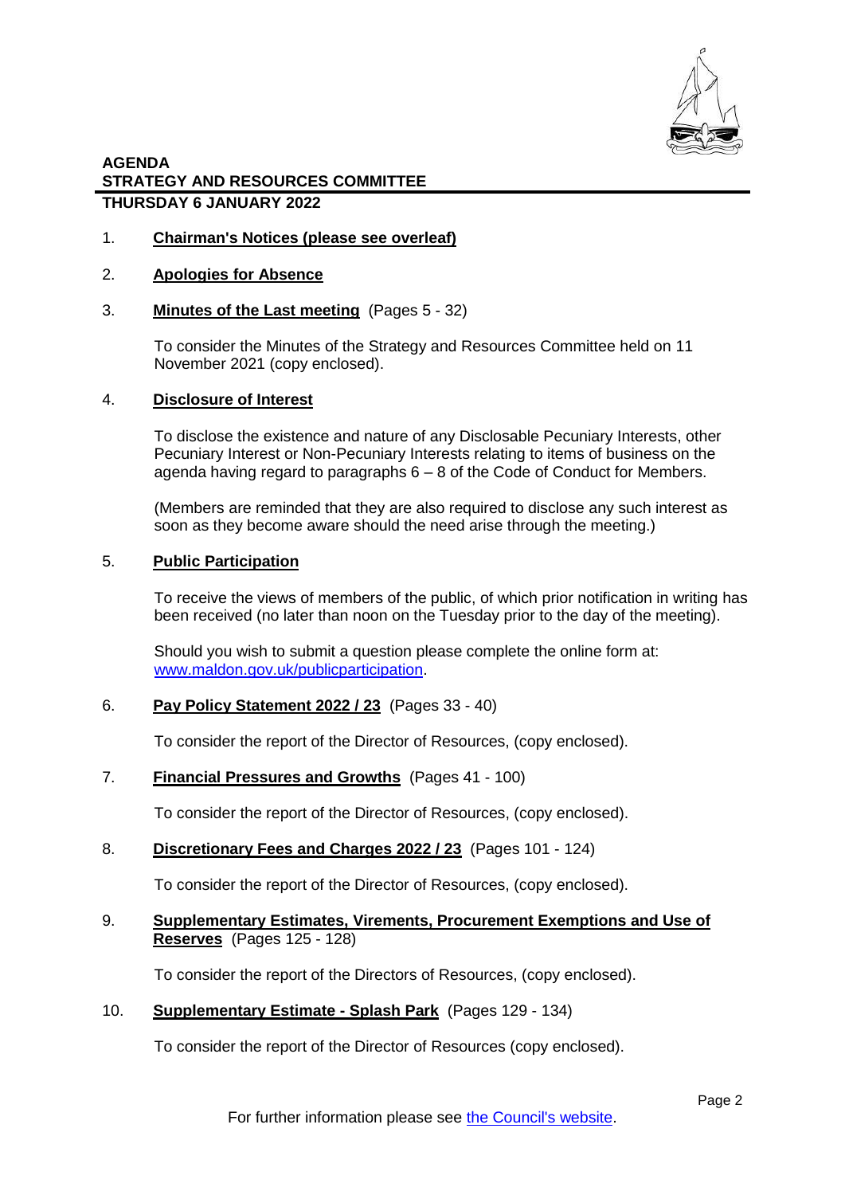# AGENDA
## STRATEGY AND RESOURCES COMMITTEE
### THURSDAY 6 JANUARY 2022

1. **Chairman's Notices (please see overleaf)**

2. **Apologies for Absence**

3. **Minutes of the Last meeting** (Pages 5 - 32)

   To consider the Minutes of the Strategy and Resources Committee held on 11 November 2021 (copy enclosed).

4. **Disclosure of Interest**

   To disclose the existence and nature of any Disclosable Pecuniary Interests, other Pecuniary Interest or Non-Pecuniary Interests relating to items of business on the agenda having regard to paragraphs 6 – 8 of the Code of Conduct for Members.

   (Members are reminded that they are also required to disclose any such interest as soon as they become aware should the need arise through the meeting.)

5. **Public Participation**

   To receive the views of members of the public, of which prior notification in writing has been received (no later than noon on the Tuesday prior to the day of the meeting).

   Should you wish to submit a question please complete the online form at: www.maldon.gov.uk/publicparticipation.

6. **Pay Policy Statement 2022 / 23** (Pages 33 - 40)

   To consider the report of the Director of Resources, (copy enclosed).

7. **Financial Pressures and Growths** (Pages 41 - 100)

   To consider the report of the Director of Resources, (copy enclosed).

8. **Discretionary Fees and Charges 2022 / 23** (Pages 101 - 124)

   To consider the report of the Director of Resources, (copy enclosed).

9. **Supplementary Estimates, Virements, Procurement Exemptions and Use of Reserves** (Pages 125 - 128)

   To consider the report of the Directors of Resources, (copy enclosed).

10. **Supplementary Estimate - Splash Park** (Pages 129 - 134)

    To consider the report of the Director of Resources (copy enclosed).

For further information please see the Council's website.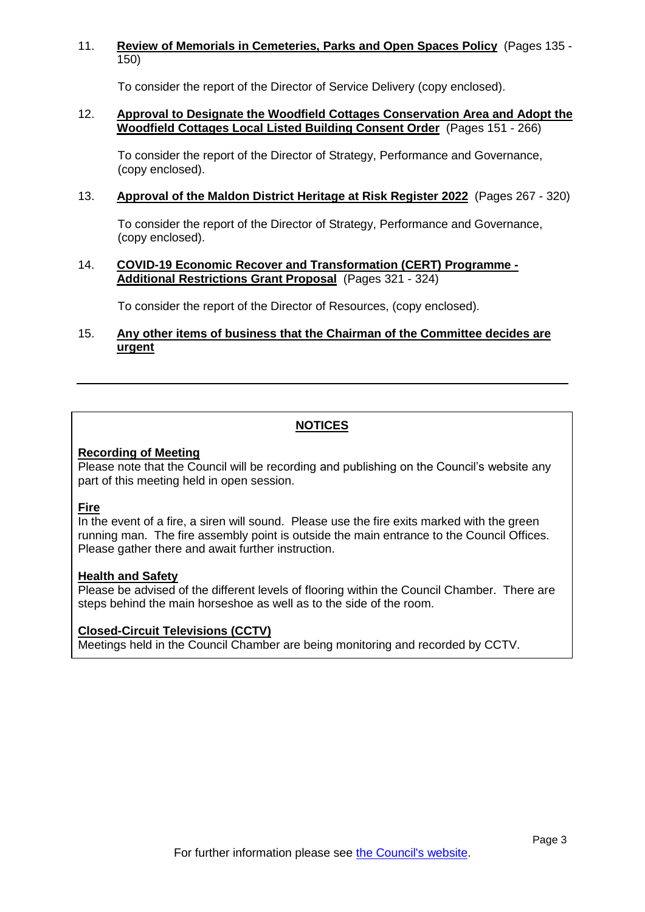11. **Review of Memorials in Cemeteries, Parks and Open Spaces Policy** (Pages 135 - 150)

    To consider the report of the Director of Service Delivery (copy enclosed).

12. **Approval to Designate the Woodfield Cottages Conservation Area and Adopt the Woodfield Cottages Local Listed Building Consent Order** (Pages 151 - 266)

    To consider the report of the Director of Strategy, Performance and Governance, (copy enclosed).

13. **Approval of the Maldon District Heritage at Risk Register 2022** (Pages 267 - 320)

    To consider the report of the Director of Strategy, Performance and Governance, (copy enclosed).

14. **COVID-19 Economic Recover and Transformation (CERT) Programme - Additional Restrictions Grant Proposal** (Pages 321 - 324)

    To consider the report of the Director of Resources, (copy enclosed).

15. **Any other items of business that the Chairman of the Committee decides are urgent**

---

## NOTICES

**Recording of Meeting**
Please note that the Council will be recording and publishing on the Council's website any part of this meeting held in open session.

**Fire**
In the event of a fire, a siren will sound. Please use the fire exits marked with the green running man. The fire assembly point is outside the main entrance to the Council Offices. Please gather there and await further instruction.

**Health and Safety**
Please be advised of the different levels of flooring within the Council Chamber. There are steps behind the main horseshoe as well as to the side of the room.

**Closed-Circuit Televisions (CCTV)**
Meetings held in the Council Chamber are being monitoring and recorded by CCTV.

For further information please see the Council's website.